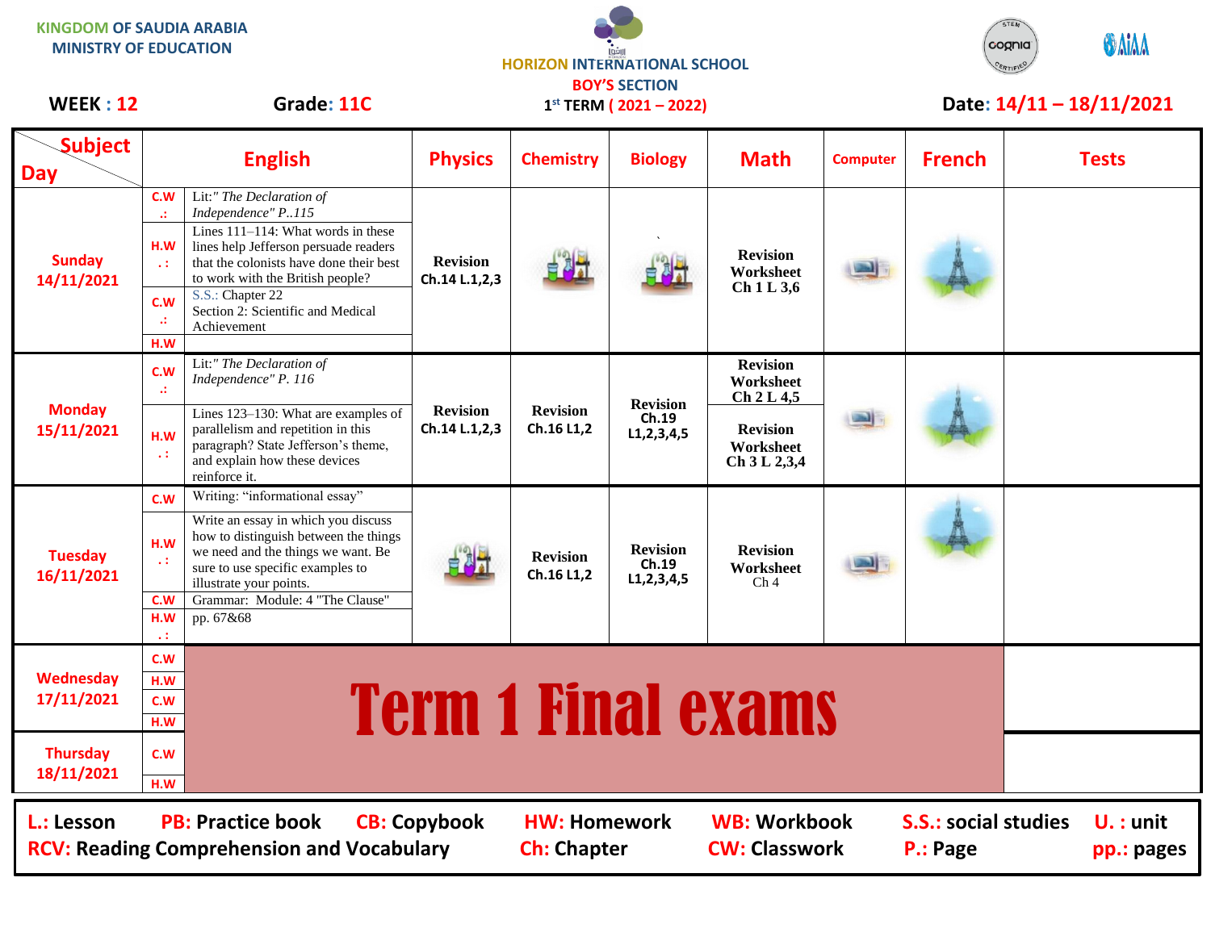KINGDOM OF SAUDIA ARABIA
MINISTRY OF EDUCATION

HORIZON INTERNATIONAL SCHOOL
BOY'S SECTION
1st TERM ( 2021 – 2022)

WEEK : 12 Grade: 11C Date: 14/11 – 18/11/2021

| Day | | English | Physics | Chemistry | Biology | Math | Computer | French | Tests |
|---|---|---|---|---|---|---|---|---|---|
| Sunday 14/11/2021 | C.W .: | Lit:" *The Declaration of Independence"* P..115 | **Revision Ch.14 L.1,2,3** | | | **Revision Worksheet Ch 1 L 3,6** | | | |
| | H.W .: | Lines 111–114: What words in these lines help Jefferson persuade readers that the colonists have done their best to work with the British people? | | | | | | | |
| | C.W .: | S.S.: Chapter 22 Section 2: Scientific and Medical Achievement | | | | | | | |
| | H.W | | | | | | | | |
| Monday 15/11/2021 | C.W .: | Lit:" *The Declaration of Independence"* P. 116 | **Revision Ch.14 L.1,2,3** | **Revision Ch.16 L1,2** | **Revision Ch.19 L1,2,3,4,5** | **Revision Worksheet Ch 2 L 4,5** | | | |
| | H.W .: | Lines 123–130: What are examples of parallelism and repetition in this paragraph? State Jefferson's theme, and explain how these devices reinforce it. | | | | **Revision Worksheet Ch 3 L 2,3,4** | | | |
| Tuesday 16/11/2021 | C.W | Writing: "informational essay" | | **Revision Ch.16 L1,2** | **Revision Ch.19 L1,2,3,4,5** | **Revision Worksheet** Ch 4 | | | |
| | H.W .: | Write an essay in which you discuss how to distinguish between the things we need and the things we want. Be sure to use specific examples to illustrate your points. | | | | | | | |
| | C.W | Grammar: Module: 4 "The Clause" | | | | | | | |
| | H.W .: | pp. 67&68 | | | | | | | |
| Wednesday 17/11/2021 | C.W | **Term 1 Final exams** | | | | | | | |
| | H.W | | | | | | | | |
| | C.W | | | | | | | | |
| | H.W | | | | | | | | |
| Thursday 18/11/2021 | C.W | | | | | | | | |
| | H.W | | | | | | | | |

**L.:** Lesson **PB:** Practice book **CB:** Copybook **HW:** Homework **WB:** Workbook **S.S.:** social studies **U. :** unit
**RCV:** Reading Comprehension and Vocabulary **Ch:** Chapter **CW:** Classwork **P.:** Page **pp.:** pages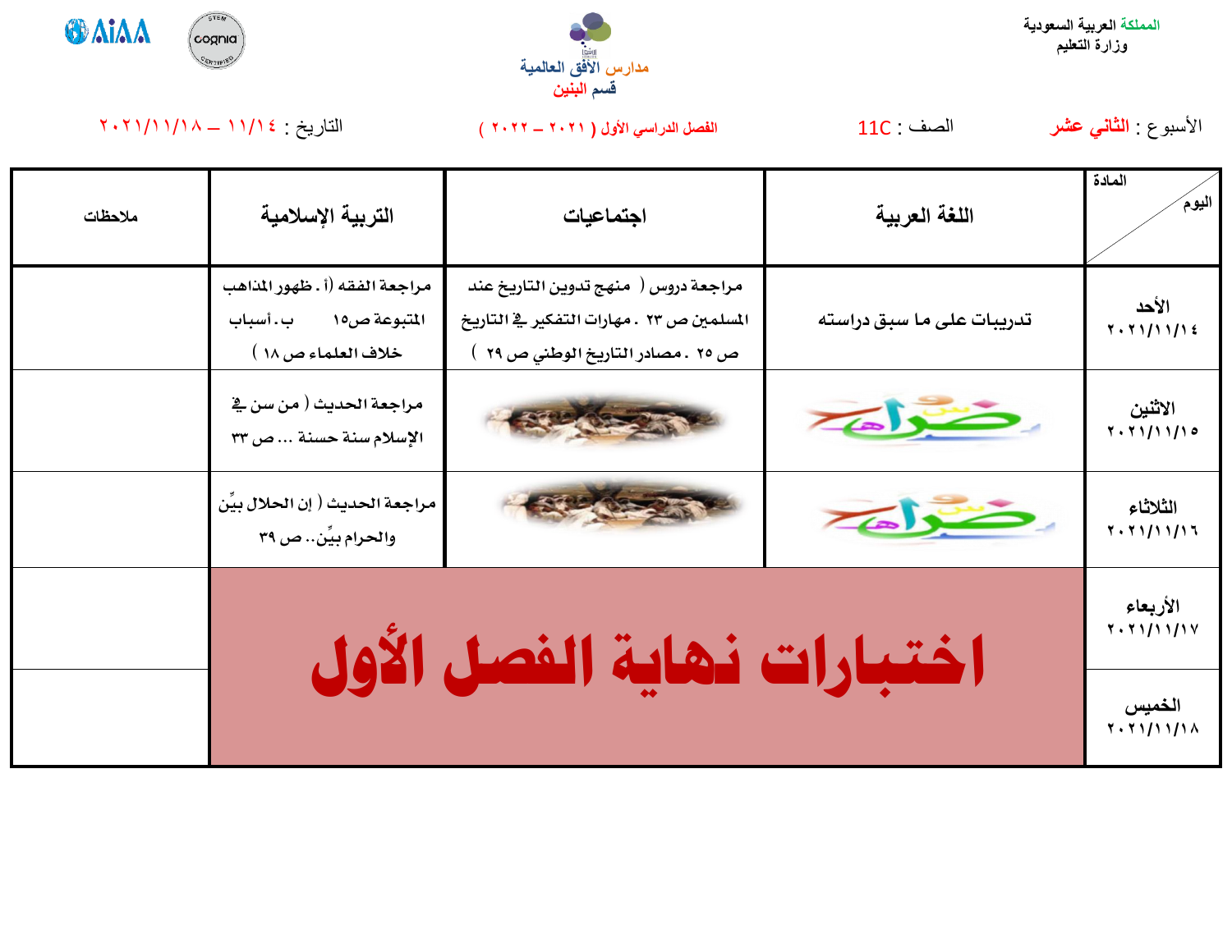المملكة العربية السعودية
وزارة التعليم

مدارس الأفق العالمية
قسم البنين

الأسبوع : الثاني عشر    الصف : 11C    الفصل الدراسي الأول ( ٢٠٢١ – ٢٠٢٢ )    التاريخ : ١١/١٤ – ٢٠٢١/١١/١٨

| اليوم / المادة | اللغة العربية | اجتماعيات | التربية الإسلامية | ملاحظات |
|---|---|---|---|---|
| الأحد ٢٠٢١/١١/١٤ | تدريبات على ما سبق دراسته | مراجعة دروس ( منهج تدوين التاريخ عند المسلمين ص ٢٣ . مهارات التفكير في التاريخ ص ٢٥ . مصادر التاريخ الوطني ص ٢٩ ) | مراجعة الفقه (أ . ظهور المذاهب المتبوعة ص١٥ ب . أسباب خلاف العلماء ص ١٨ ) | |
| الاثنين ٢٠٢١/١١/١٥ | | | مراجعة الحديث ( من سن في الإسلام سنة حسنة ... ص ٣٣ | |
| الثلاثاء ٢٠٢١/١١/١٦ | | | مراجعة الحديث ( إن الحلال بيِّن والحرام بيِّن.. ص ٣٩ | |
| الأربعاء ٢٠٢١/١١/١٧ | اختبارات نهاية الفصل الأول | | | |
| الخميس ٢٠٢١/١١/١٨ | | | | |